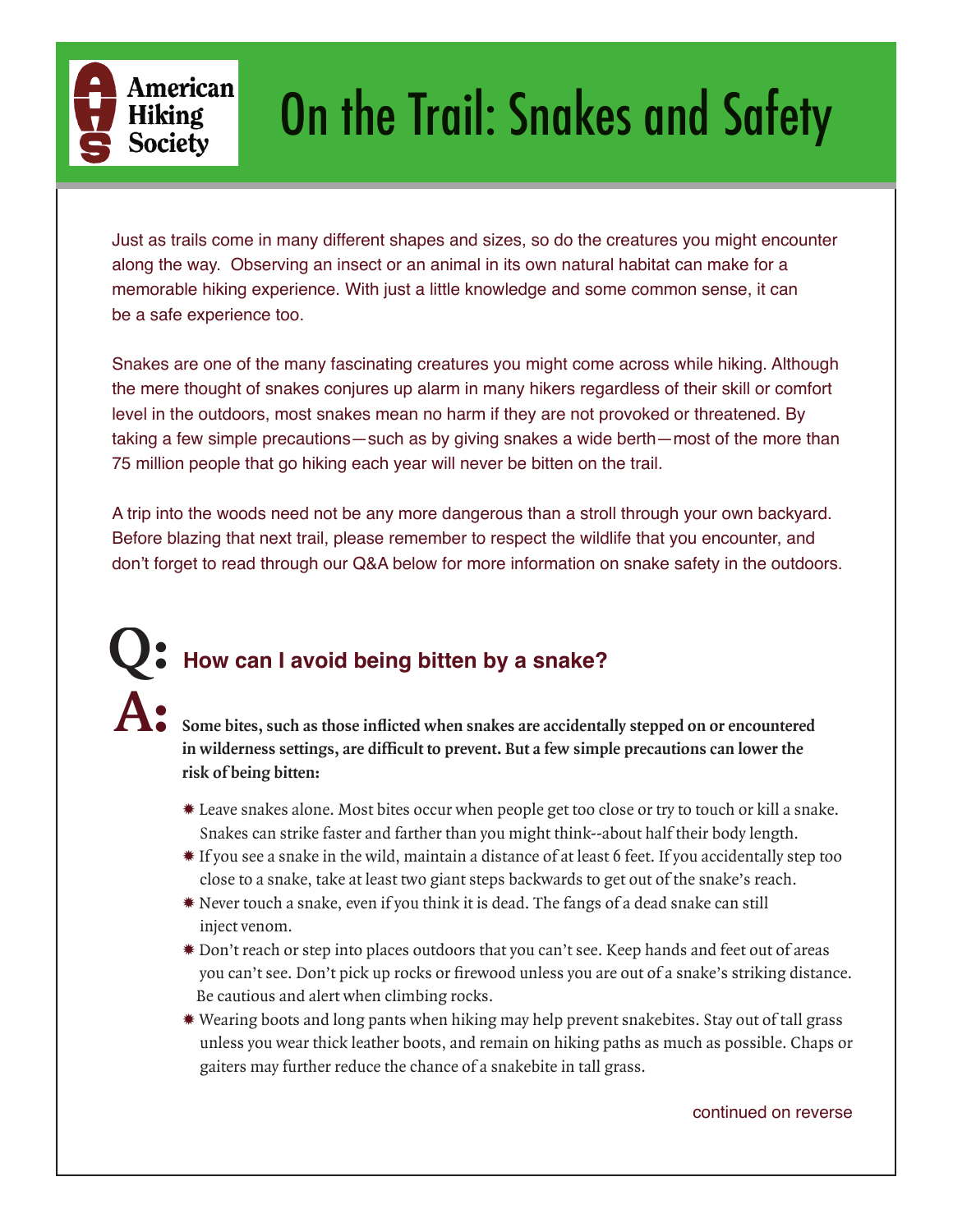American Hiking Society

# On the Trail: Snakes and Safety

Just as trails come in many different shapes and sizes, so do the creatures you might encounter along the way. Observing an insect or an animal in its own natural habitat can make for a memorable hiking experience. With just a little knowledge and some common sense, it can be a safe experience too.

Snakes are one of the many fascinating creatures you might come across while hiking. Although the mere thought of snakes conjures up alarm in many hikers regardless of their skill or comfort level in the outdoors, most snakes mean no harm if they are not provoked or threatened. By taking a few simple precautions—such as by giving snakes a wide berth—most of the more than 75 million people that go hiking each year will never be bitten on the trail.

A trip into the woods need not be any more dangerous than a stroll through your own backyard. Before blazing that next trail, please remember to respect the wildlife that you encounter, and don't forget to read through our Q&A below for more information on snake safety in the outdoors.

## Q: How can I avoid being bitten by a snake?

**A: Some bites, such as those inflicted when snakes are accidentally stepped on or encountered in wilderness settings, are difficult to prevent. But a few simple precautions can lower the risk of being bitten:**

- Leave snakes alone. Most bites occur when people get too close or try to touch or kill a snake. Snakes can strike faster and farther than you might think--about half their body length.
- If you see a snake in the wild, maintain a distance of at least 6 feet. If you accidentally step too close to a snake, take at least two giant steps backwards to get out of the snake's reach.
- Never touch a snake, even if you think it is dead. The fangs of a dead snake can still inject venom.
- Don't reach or step into places outdoors that you can't see. Keep hands and feet out of areas you can't see. Don't pick up rocks or firewood unless you are out of a snake's striking distance. Be cautious and alert when climbing rocks.
- Wearing boots and long pants when hiking may help prevent snakebites. Stay out of tall grass unless you wear thick leather boots, and remain on hiking paths as much as possible. Chaps or gaiters may further reduce the chance of a snakebite in tall grass.

continued on reverse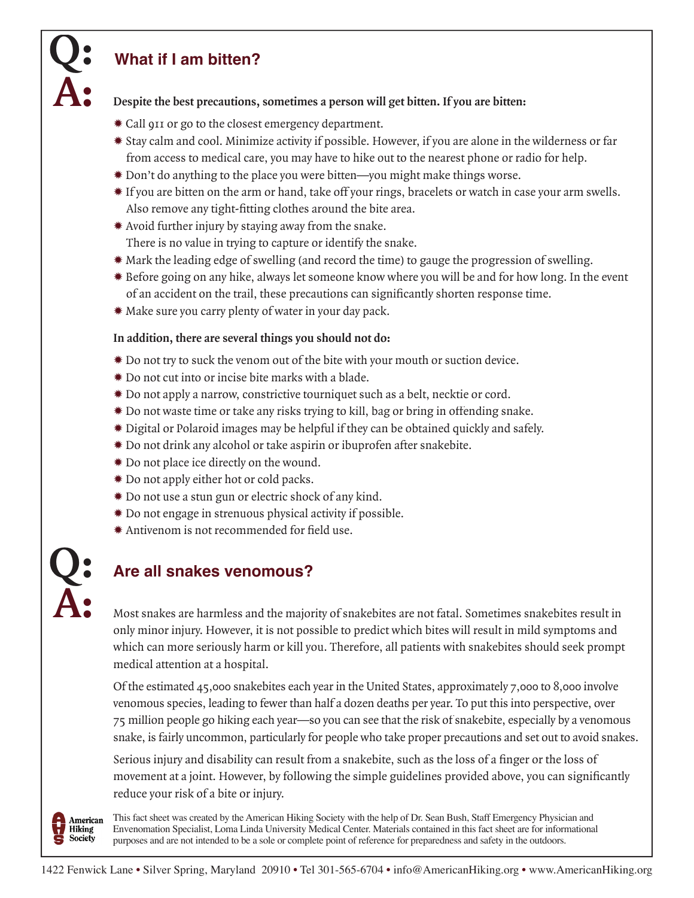## Q: What if I am bitten?

**A: Despite the best precautions, sometimes a person will get bitten. If you are bitten:**

- Call 911 or go to the closest emergency department.
- Stay calm and cool. Minimize activity if possible. However, if you are alone in the wilderness or far from access to medical care, you may have to hike out to the nearest phone or radio for help.
- Don't do anything to the place you were bitten—you might make things worse.
- If you are bitten on the arm or hand, take off your rings, bracelets or watch in case your arm swells. Also remove any tight-fitting clothes around the bite area.
- Avoid further injury by staying away from the snake.
  There is no value in trying to capture or identify the snake.
- Mark the leading edge of swelling (and record the time) to gauge the progression of swelling.
- Before going on any hike, always let someone know where you will be and for how long. In the event of an accident on the trail, these precautions can significantly shorten response time.
- Make sure you carry plenty of water in your day pack.

**In addition, there are several things you should not do:**

- Do not try to suck the venom out of the bite with your mouth or suction device.
- Do not cut into or incise bite marks with a blade.
- Do not apply a narrow, constrictive tourniquet such as a belt, necktie or cord.
- Do not waste time or take any risks trying to kill, bag or bring in offending snake.
- Digital or Polaroid images may be helpful if they can be obtained quickly and safely.
- Do not drink any alcohol or take aspirin or ibuprofen after snakebite.
- Do not place ice directly on the wound.
- Do not apply either hot or cold packs.
- Do not use a stun gun or electric shock of any kind.
- Do not engage in strenuous physical activity if possible.
- Antivenom is not recommended for field use.

## Q: Are all snakes venomous?

**A:** Most snakes are harmless and the majority of snakebites are not fatal. Sometimes snakebites result in only minor injury. However, it is not possible to predict which bites will result in mild symptoms and which can more seriously harm or kill you. Therefore, all patients with snakebites should seek prompt medical attention at a hospital.

Of the estimated 45,000 snakebites each year in the United States, approximately 7,000 to 8,000 involve venomous species, leading to fewer than half a dozen deaths per year. To put this into perspective, over 75 million people go hiking each year—so you can see that the risk of snakebite, especially by a venomous snake, is fairly uncommon, particularly for people who take proper precautions and set out to avoid snakes.

Serious injury and disability can result from a snakebite, such as the loss of a finger or the loss of movement at a joint. However, by following the simple guidelines provided above, you can significantly reduce your risk of a bite or injury.

American Hiking Society

This fact sheet was created by the American Hiking Society with the help of Dr. Sean Bush, Staff Emergency Physician and Envenomation Specialist, Loma Linda University Medical Center. Materials contained in this fact sheet are for informational purposes and are not intended to be a sole or complete point of reference for preparedness and safety in the outdoors.

1422 Fenwick Lane • Silver Spring, Maryland 20910 • Tel 301-565-6704 • info@AmericanHiking.org • www.AmericanHiking.org